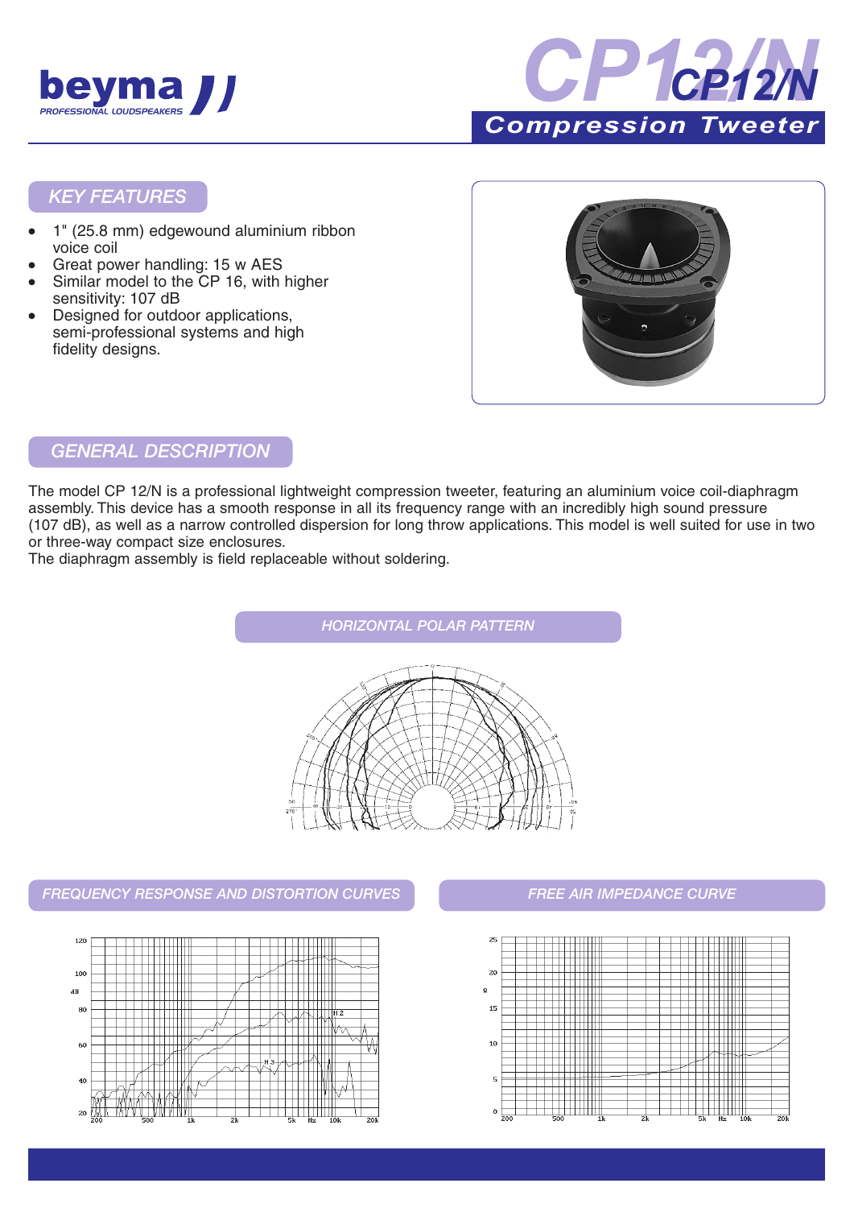# CP12/N

## Compression Tweeter

## KEY FEATURES

- 1" (25.8 mm) edgewound aluminium ribbon voice coil
- Great power handling: 15 w AES
- Similar model to the CP 16, with higher sensitivity: 107 dB
- Designed for outdoor applications, semi-professional systems and high fidelity designs.

## GENERAL DESCRIPTION

The model CP 12/N is a professional lightweight compression tweeter, featuring an aluminium voice coil-diaphragm assembly. This device has a smooth response in all its frequency range with an incredibly high sound pressure (107 dB), as well as a narrow controlled dispersion for long throw applications. This model is well suited for use in two or three-way compact size enclosures.

The diaphragm assembly is field replaceable without soldering.

## HORIZONTAL POLAR PATTERN

## FREQUENCY RESPONSE AND DISTORTION CURVES

## FREE AIR IMPEDANCE CURVE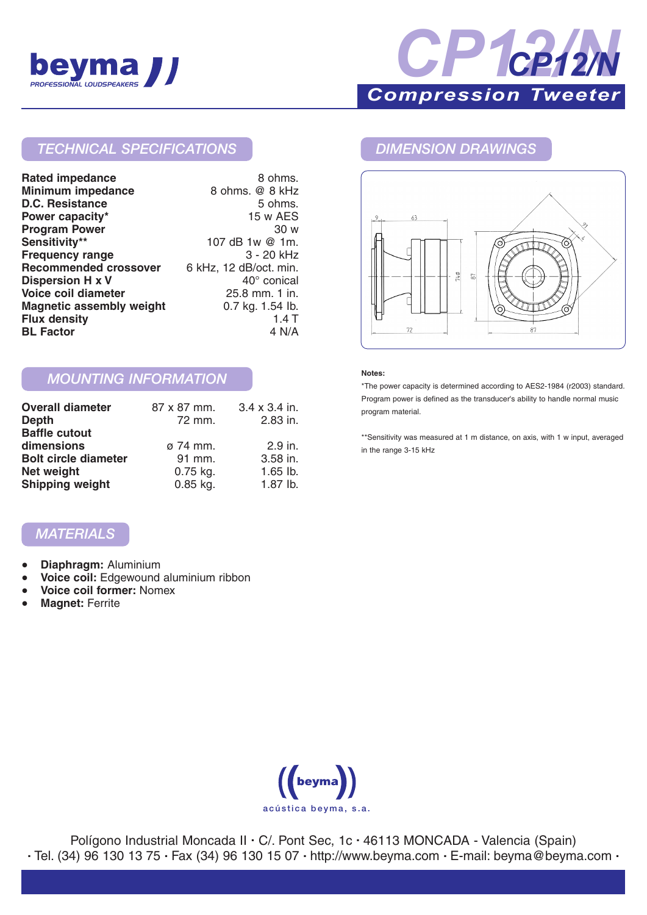beyma
PROFESSIONAL LOUDSPEAKERS

# CP12/N

## Compression Tweeter

## TECHNICAL SPECIFICATIONS

| | |
|---|---|
| **Rated impedance** | 8 ohms. |
| **Minimum impedance** | 8 ohms. @ 8 kHz |
| **D.C. Resistance** | 5 ohms. |
| **Power capacity*** | 15 w AES |
| **Program Power** | 30 w |
| **Sensitivity**** | 107 dB 1w @ 1m. |
| **Frequency range** | 3 - 20 kHz |
| **Recommended crossover** | 6 kHz, 12 dB/oct. min. |
| **Dispersion H x V** | 40° conical |
| **Voice coil diameter** | 25.8 mm. 1 in. |
| **Magnetic assembly weight** | 0.7 kg. 1.54 lb. |
| **Flux density** | 1.4 T |
| **BL Factor** | 4 N/A |

## MOUNTING INFORMATION

| | | |
|---|---|---|
| **Overall diameter** | 87 x 87 mm. | 3.4 x 3.4 in. |
| **Depth** | 72 mm. | 2.83 in. |
| **Baffle cutout dimensions** | ø 74 mm. | 2.9 in. |
| **Bolt circle diameter** | 91 mm. | 3.58 in. |
| **Net weight** | 0.75 kg. | 1.65 lb. |
| **Shipping weight** | 0.85 kg. | 1.87 lb. |

## MATERIALS

- **Diaphragm:** Aluminium
- **Voice coil:** Edgewound aluminium ribbon
- **Voice coil former:** Nomex
- **Magnet:** Ferrite

## DIMENSION DRAWINGS

9
63
91
4
74ø
87
72
87

**Notes:**

*The power capacity is determined according to AES2-1984 (r2003) standard. Program power is defined as the transducer's ability to handle normal music program material.

**Sensitivity was measured at 1 m distance, on axis, with 1 w input, averaged in the range 3-15 kHz

beyma
acústica beyma, s.a.

Polígono Industrial Moncada II · C/. Pont Sec, 1c · 46113 MONCADA - Valencia (Spain)
· Tel. (34) 96 130 13 75 · Fax (34) 96 130 15 07 · http://www.beyma.com · E-mail: beyma@beyma.com ·